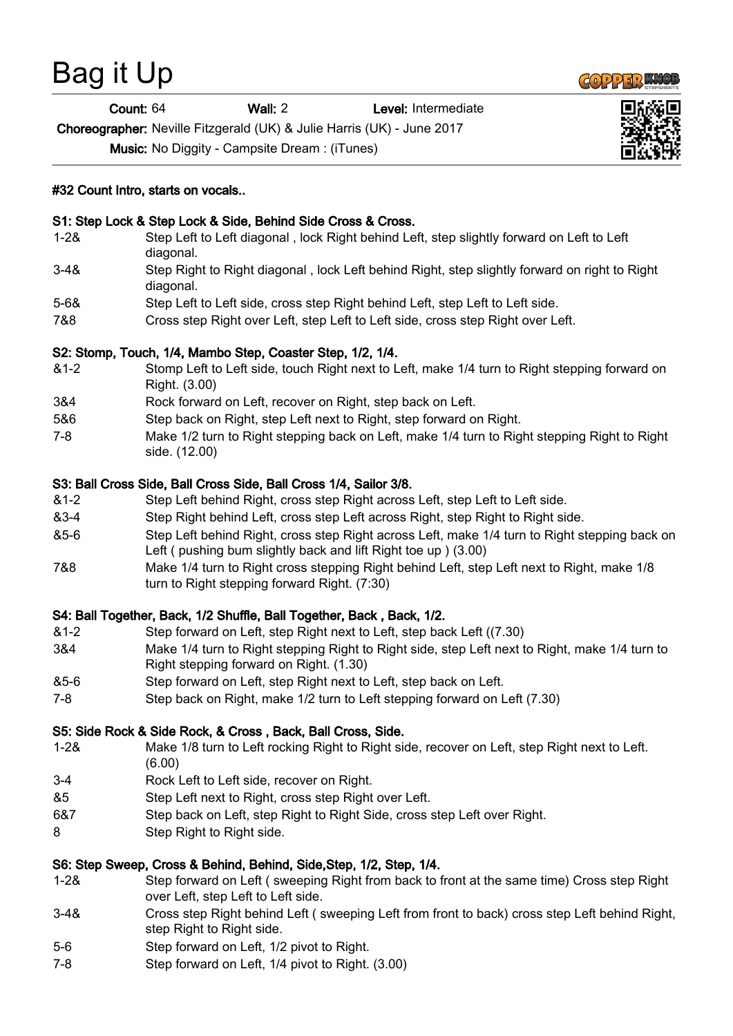# Bag it Up

**Count:** 64 **Wall:** 2 **Level:** Intermediate

**Choreographer:** Neville Fitzgerald (UK) & Julie Harris (UK) - June 2017

**Music:** No Diggity - Campsite Dream : (iTunes)

**#32 Count Intro, starts on vocals..**

**S1: Step Lock & Step Lock & Side, Behind Side Cross & Cross.**

| | |
|---|---|
| 1-2& | Step Left to Left diagonal , lock Right behind Left, step slightly forward on Left to Left diagonal. |
| 3-4& | Step Right to Right diagonal , lock Left behind Right, step slightly forward on right to Right diagonal. |
| 5-6& | Step Left to Left side, cross step Right behind Left, step Left to Left side. |
| 7&8 | Cross step Right over Left, step Left to Left side, cross step Right over Left. |

**S2: Stomp, Touch, 1/4, Mambo Step, Coaster Step, 1/2, 1/4.**

| | |
|---|---|
| &1-2 | Stomp Left to Left side, touch Right next to Left, make 1/4 turn to Right stepping forward on Right. (3.00) |
| 3&4 | Rock forward on Left, recover on Right, step back on Left. |
| 5&6 | Step back on Right, step Left next to Right, step forward on Right. |
| 7-8 | Make 1/2 turn to Right stepping back on Left, make 1/4 turn to Right stepping Right to Right side. (12.00) |

**S3: Ball Cross Side, Ball Cross Side, Ball Cross 1/4, Sailor 3/8.**

| | |
|---|---|
| &1-2 | Step Left behind Right, cross step Right across Left, step Left to Left side. |
| &3-4 | Step Right behind Left, cross step Left across Right, step Right to Right side. |
| &5-6 | Step Left behind Right, cross step Right across Left, make 1/4 turn to Right stepping back on Left ( pushing bum slightly back and lift Right toe up ) (3.00) |
| 7&8 | Make 1/4 turn to Right cross stepping Right behind Left, step Left next to Right, make 1/8 turn to Right stepping forward Right. (7:30) |

**S4: Ball Together, Back, 1/2 Shuffle, Ball Together, Back , Back, 1/2.**

| | |
|---|---|
| &1-2 | Step forward on Left, step Right next to Left, step back Left ((7.30) |
| 3&4 | Make 1/4 turn to Right stepping Right to Right side, step Left next to Right, make 1/4 turn to Right stepping forward on Right. (1.30) |
| &5-6 | Step forward on Left, step Right next to Left, step back on Left. |
| 7-8 | Step back on Right, make 1/2 turn to Left stepping forward on Left (7.30) |

**S5: Side Rock & Side Rock, & Cross , Back, Ball Cross, Side.**

| | |
|---|---|
| 1-2& | Make 1/8 turn to Left rocking Right to Right side, recover on Left, step Right next to Left. (6.00) |
| 3-4 | Rock Left to Left side, recover on Right. |
| &5 | Step Left next to Right, cross step Right over Left. |
| 6&7 | Step back on Left, step Right to Right Side, cross step Left over Right. |
| 8 | Step Right to Right side. |

**S6: Step Sweep, Cross & Behind, Behind, Side,Step, 1/2, Step, 1/4.**

| | |
|---|---|
| 1-2& | Step forward on Left ( sweeping Right from back to front at the same time) Cross step Right over Left, step Left to Left side. |
| 3-4& | Cross step Right behind Left ( sweeping Left from front to back) cross step Left behind Right, step Right to Right side. |
| 5-6 | Step forward on Left, 1/2 pivot to Right. |
| 7-8 | Step forward on Left, 1/4 pivot to Right. (3.00) |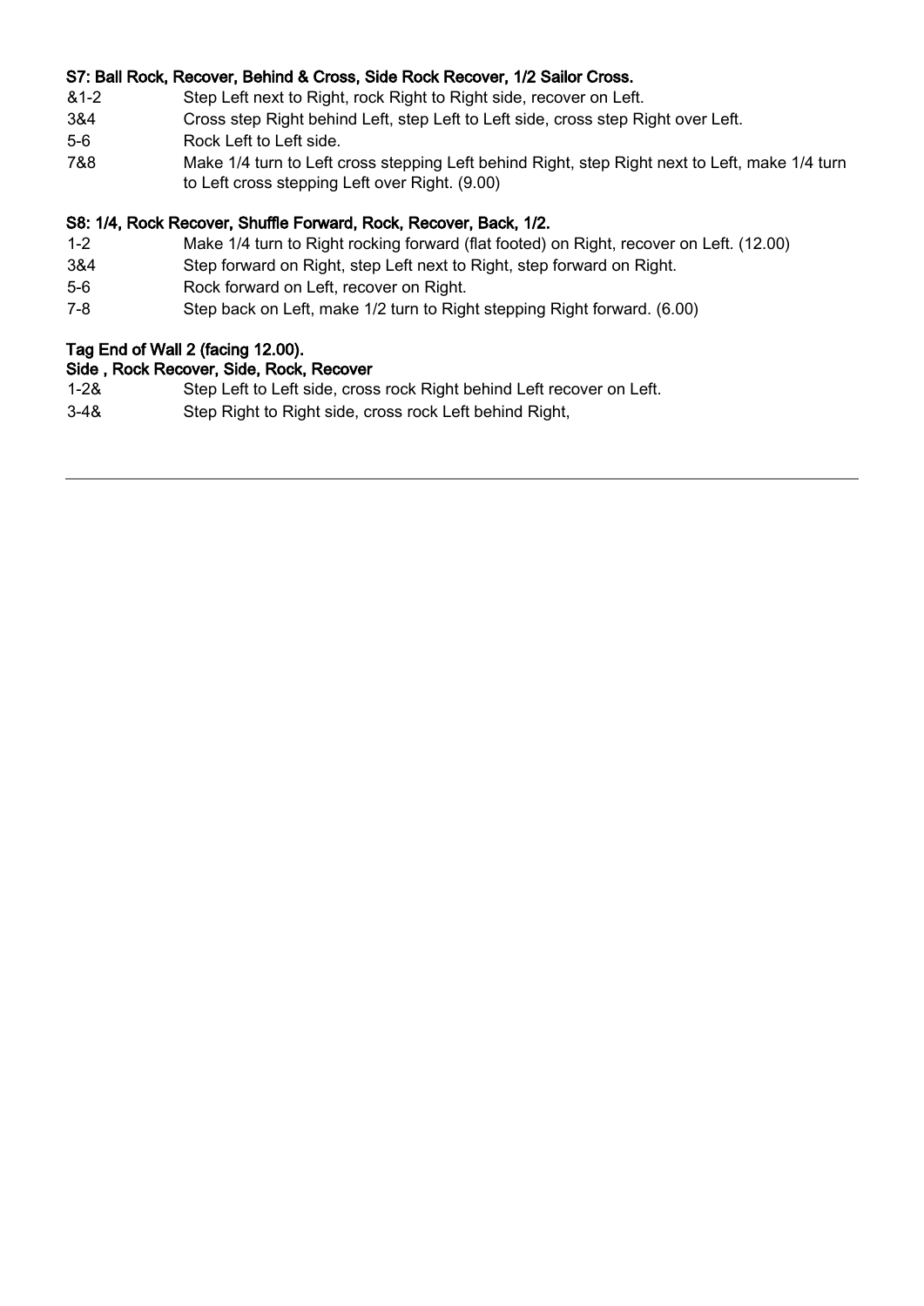**S7: Ball Rock, Recover, Behind & Cross, Side Rock Recover, 1/2 Sailor Cross.**

| | |
|---|---|
| &1-2 | Step Left next to Right, rock Right to Right side, recover on Left. |
| 3&4 | Cross step Right behind Left, step Left to Left side, cross step Right over Left. |
| 5-6 | Rock Left to Left side. |
| 7&8 | Make 1/4 turn to Left cross stepping Left behind Right, step Right next to Left, make 1/4 turn to Left cross stepping Left over Right. (9.00) |

**S8: 1/4, Rock Recover, Shuffle Forward, Rock, Recover, Back, 1/2.**

| | |
|---|---|
| 1-2 | Make 1/4 turn to Right rocking forward (flat footed) on Right, recover on Left. (12.00) |
| 3&4 | Step forward on Right, step Left next to Right, step forward on Right. |
| 5-6 | Rock forward on Left, recover on Right. |
| 7-8 | Step back on Left, make 1/2 turn to Right stepping Right forward. (6.00) |

**Tag End of Wall 2 (facing 12.00).**
**Side , Rock Recover, Side, Rock, Recover**

| | |
|---|---|
| 1-2& | Step Left to Left side, cross rock Right behind Left recover on Left. |
| 3-4& | Step Right to Right side, cross rock Left behind Right, |